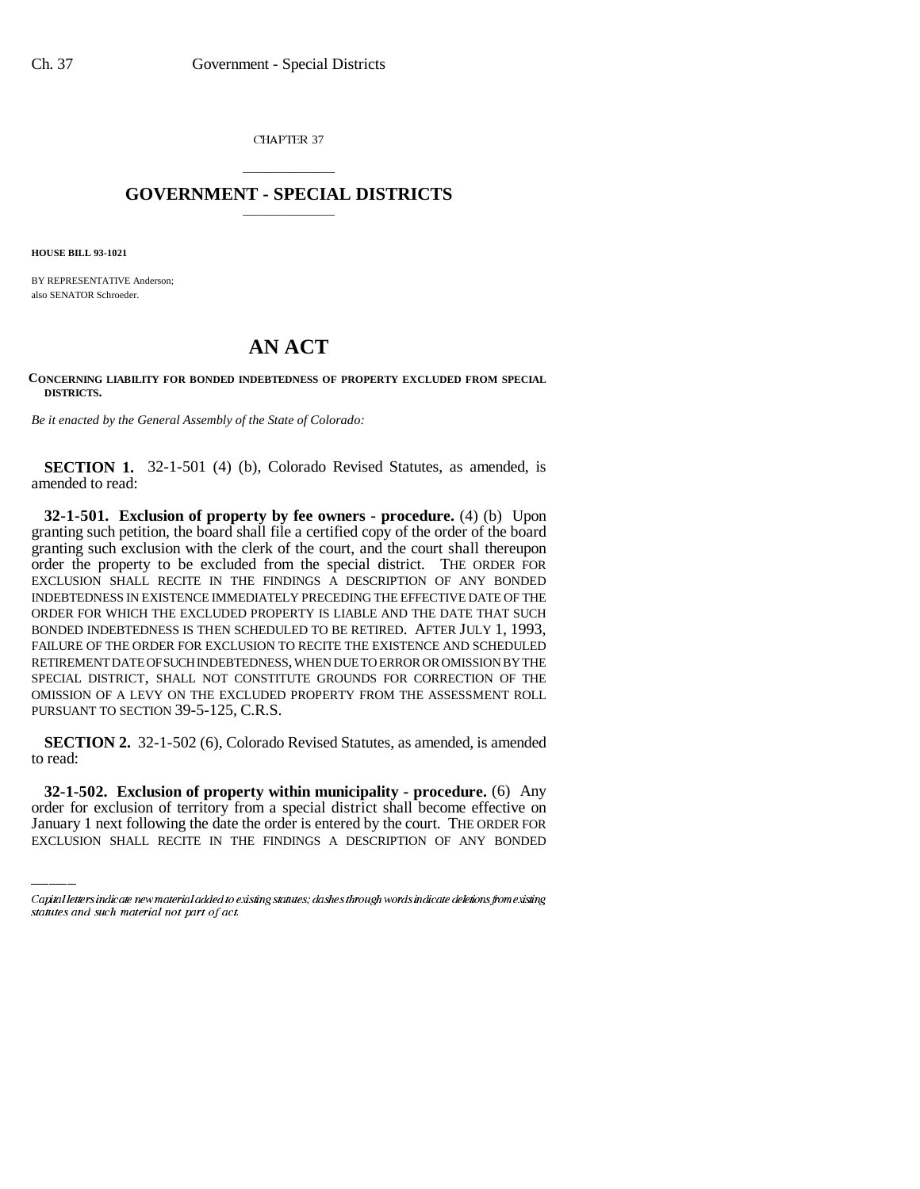CHAPTER 37

# GOVERNMENT - SPECIAL DISTRICTS

**HOUSE BILL 93-1021**

BY REPRESENTATIVE Anderson;
also SENATOR Schroeder.

# AN ACT

**CONCERNING LIABILITY FOR BONDED INDEBTEDNESS OF PROPERTY EXCLUDED FROM SPECIAL DISTRICTS.**

*Be it enacted by the General Assembly of the State of Colorado:*

**SECTION 1.** 32-1-501 (4) (b), Colorado Revised Statutes, as amended, is amended to read:

**32-1-501. Exclusion of property by fee owners - procedure.** (4) (b) Upon granting such petition, the board shall file a certified copy of the order of the board granting such exclusion with the clerk of the court, and the court shall thereupon order the property to be excluded from the special district. THE ORDER FOR EXCLUSION SHALL RECITE IN THE FINDINGS A DESCRIPTION OF ANY BONDED INDEBTEDNESS IN EXISTENCE IMMEDIATELY PRECEDING THE EFFECTIVE DATE OF THE ORDER FOR WHICH THE EXCLUDED PROPERTY IS LIABLE AND THE DATE THAT SUCH BONDED INDEBTEDNESS IS THEN SCHEDULED TO BE RETIRED. AFTER JULY 1, 1993, FAILURE OF THE ORDER FOR EXCLUSION TO RECITE THE EXISTENCE AND SCHEDULED RETIREMENT DATE OF SUCH INDEBTEDNESS, WHEN DUE TO ERROR OR OMISSION BY THE SPECIAL DISTRICT, SHALL NOT CONSTITUTE GROUNDS FOR CORRECTION OF THE OMISSION OF A LEVY ON THE EXCLUDED PROPERTY FROM THE ASSESSMENT ROLL PURSUANT TO SECTION 39-5-125, C.R.S.

**SECTION 2.** 32-1-502 (6), Colorado Revised Statutes, as amended, is amended to read:

**32-1-502. Exclusion of property within municipality - procedure.** (6) Any order for exclusion of territory from a special district shall become effective on January 1 next following the date the order is entered by the court. THE ORDER FOR EXCLUSION SHALL RECITE IN THE FINDINGS A DESCRIPTION OF ANY BONDED

Capital letters indicate new material added to existing statutes; dashes through words indicate deletions from existing statutes and such material not part of act.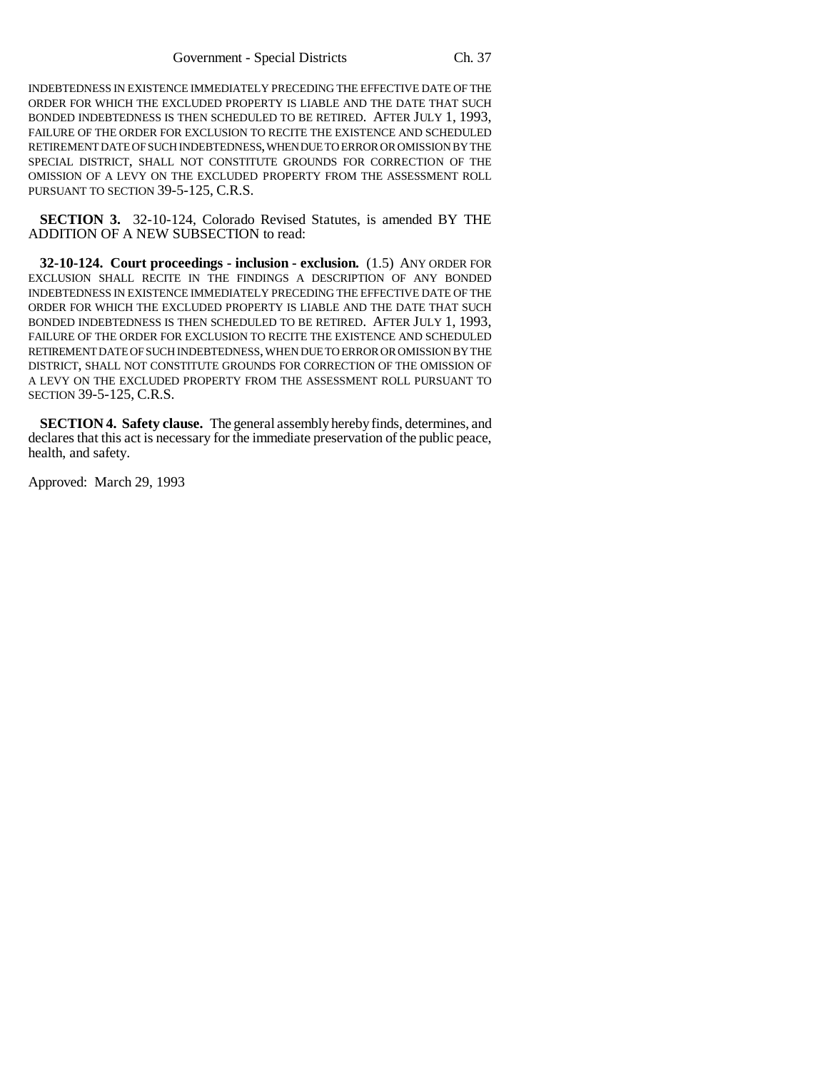INDEBTEDNESS IN EXISTENCE IMMEDIATELY PRECEDING THE EFFECTIVE DATE OF THE ORDER FOR WHICH THE EXCLUDED PROPERTY IS LIABLE AND THE DATE THAT SUCH BONDED INDEBTEDNESS IS THEN SCHEDULED TO BE RETIRED. AFTER JULY 1, 1993, FAILURE OF THE ORDER FOR EXCLUSION TO RECITE THE EXISTENCE AND SCHEDULED RETIREMENT DATE OF SUCH INDEBTEDNESS, WHEN DUE TO ERROR OR OMISSION BY THE SPECIAL DISTRICT, SHALL NOT CONSTITUTE GROUNDS FOR CORRECTION OF THE OMISSION OF A LEVY ON THE EXCLUDED PROPERTY FROM THE ASSESSMENT ROLL PURSUANT TO SECTION 39-5-125, C.R.S.

**SECTION 3.** 32-10-124, Colorado Revised Statutes, is amended BY THE ADDITION OF A NEW SUBSECTION to read:

**32-10-124. Court proceedings - inclusion - exclusion.** (1.5) ANY ORDER FOR EXCLUSION SHALL RECITE IN THE FINDINGS A DESCRIPTION OF ANY BONDED INDEBTEDNESS IN EXISTENCE IMMEDIATELY PRECEDING THE EFFECTIVE DATE OF THE ORDER FOR WHICH THE EXCLUDED PROPERTY IS LIABLE AND THE DATE THAT SUCH BONDED INDEBTEDNESS IS THEN SCHEDULED TO BE RETIRED. AFTER JULY 1, 1993, FAILURE OF THE ORDER FOR EXCLUSION TO RECITE THE EXISTENCE AND SCHEDULED RETIREMENT DATE OF SUCH INDEBTEDNESS, WHEN DUE TO ERROR OR OMISSION BY THE DISTRICT, SHALL NOT CONSTITUTE GROUNDS FOR CORRECTION OF THE OMISSION OF A LEVY ON THE EXCLUDED PROPERTY FROM THE ASSESSMENT ROLL PURSUANT TO SECTION 39-5-125, C.R.S.

**SECTION 4. Safety clause.** The general assembly hereby finds, determines, and declares that this act is necessary for the immediate preservation of the public peace, health, and safety.

Approved: March 29, 1993